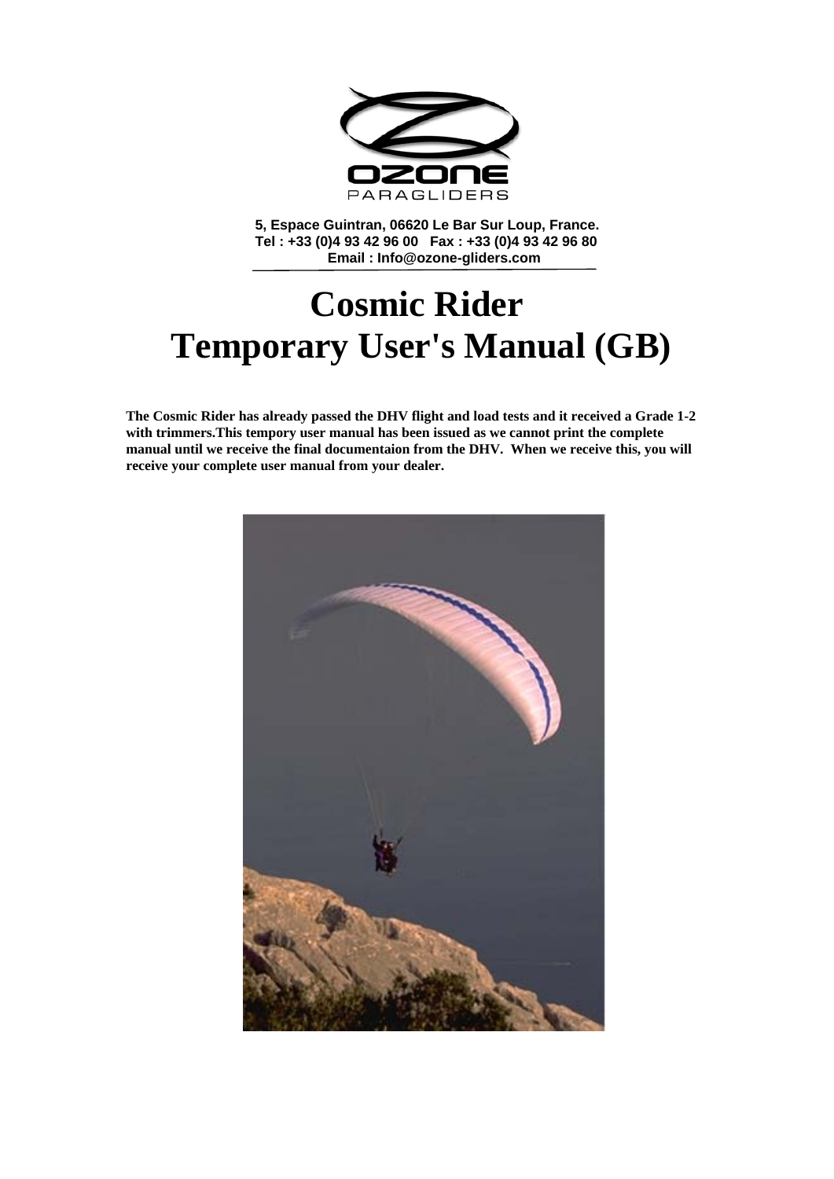OZONE PARAGLIDERS

**5, Espace Guintran, 06620 Le Bar Sur Loup, France.**
**Tel : +33 (0)4 93 42 96 00   Fax : +33 (0)4 93 42 96 80**
**Email : Info@ozone-gliders.com**

# Cosmic Rider
# Temporary User's Manual (GB)

**The Cosmic Rider has already passed the DHV flight and load tests and it received a Grade 1-2 with trimmers.This tempory user manual has been issued as we cannot print the complete manual until we receive the final documentaion from the DHV.  When we receive this, you will receive your complete user manual from your dealer.**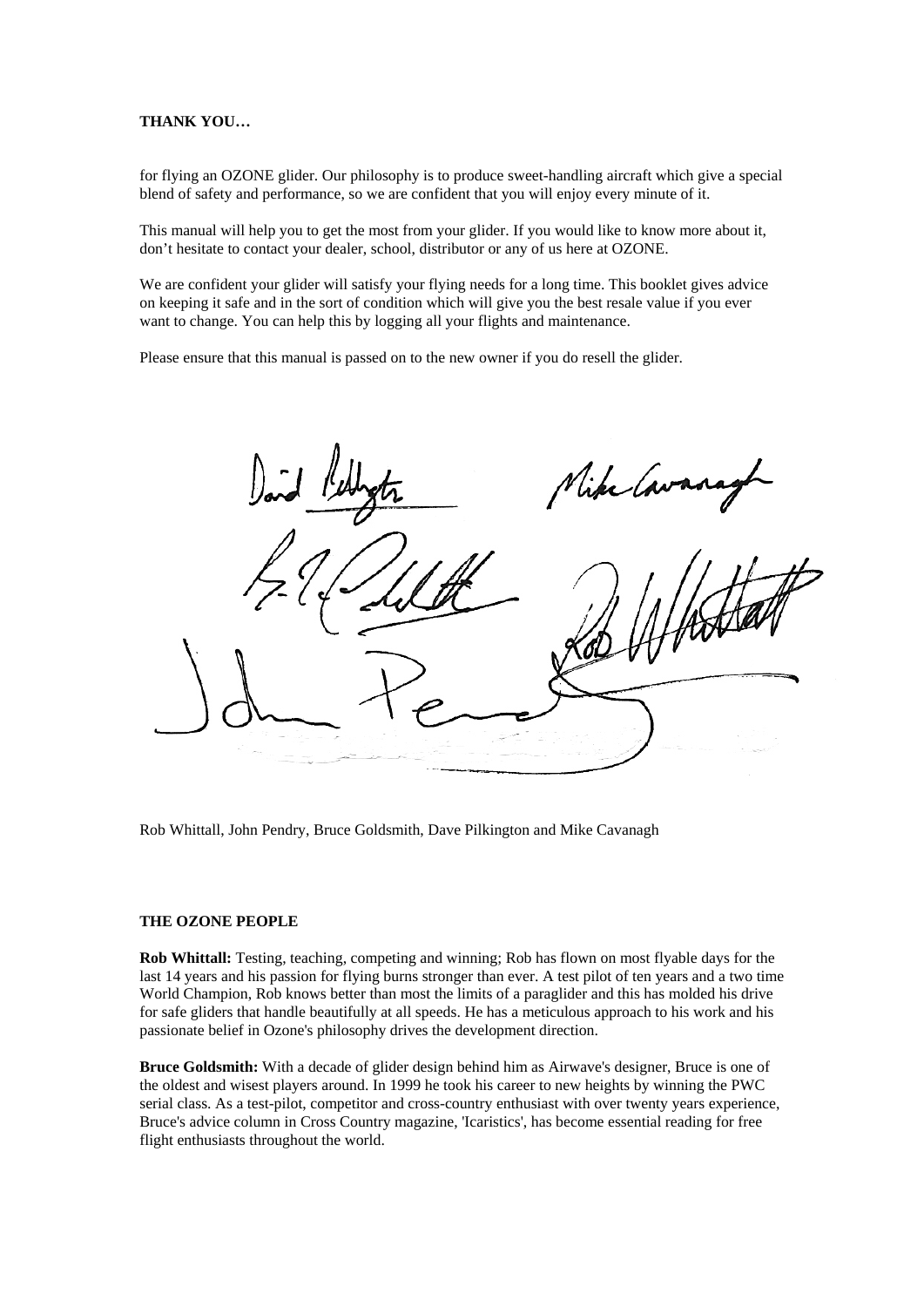**THANK YOU…**

for flying an OZONE glider. Our philosophy is to produce sweet-handling aircraft which give a special blend of safety and performance, so we are confident that you will enjoy every minute of it.

This manual will help you to get the most from your glider. If you would like to know more about it, don't hesitate to contact your dealer, school, distributor or any of us here at OZONE.

We are confident your glider will satisfy your flying needs for a long time. This booklet gives advice on keeping it safe and in the sort of condition which will give you the best resale value if you ever want to change. You can help this by logging all your flights and maintenance.

Please ensure that this manual is passed on to the new owner if you do resell the glider.

Rob Whittall, John Pendry, Bruce Goldsmith, Dave Pilkington and Mike Cavanagh

**THE OZONE PEOPLE**

**Rob Whittall:** Testing, teaching, competing and winning; Rob has flown on most flyable days for the last 14 years and his passion for flying burns stronger than ever. A test pilot of ten years and a two time World Champion, Rob knows better than most the limits of a paraglider and this has molded his drive for safe gliders that handle beautifully at all speeds. He has a meticulous approach to his work and his passionate belief in Ozone's philosophy drives the development direction.

**Bruce Goldsmith:** With a decade of glider design behind him as Airwave's designer, Bruce is one of the oldest and wisest players around. In 1999 he took his career to new heights by winning the PWC serial class. As a test-pilot, competitor and cross-country enthusiast with over twenty years experience, Bruce's advice column in Cross Country magazine, 'Icaristics', has become essential reading for free flight enthusiasts throughout the world.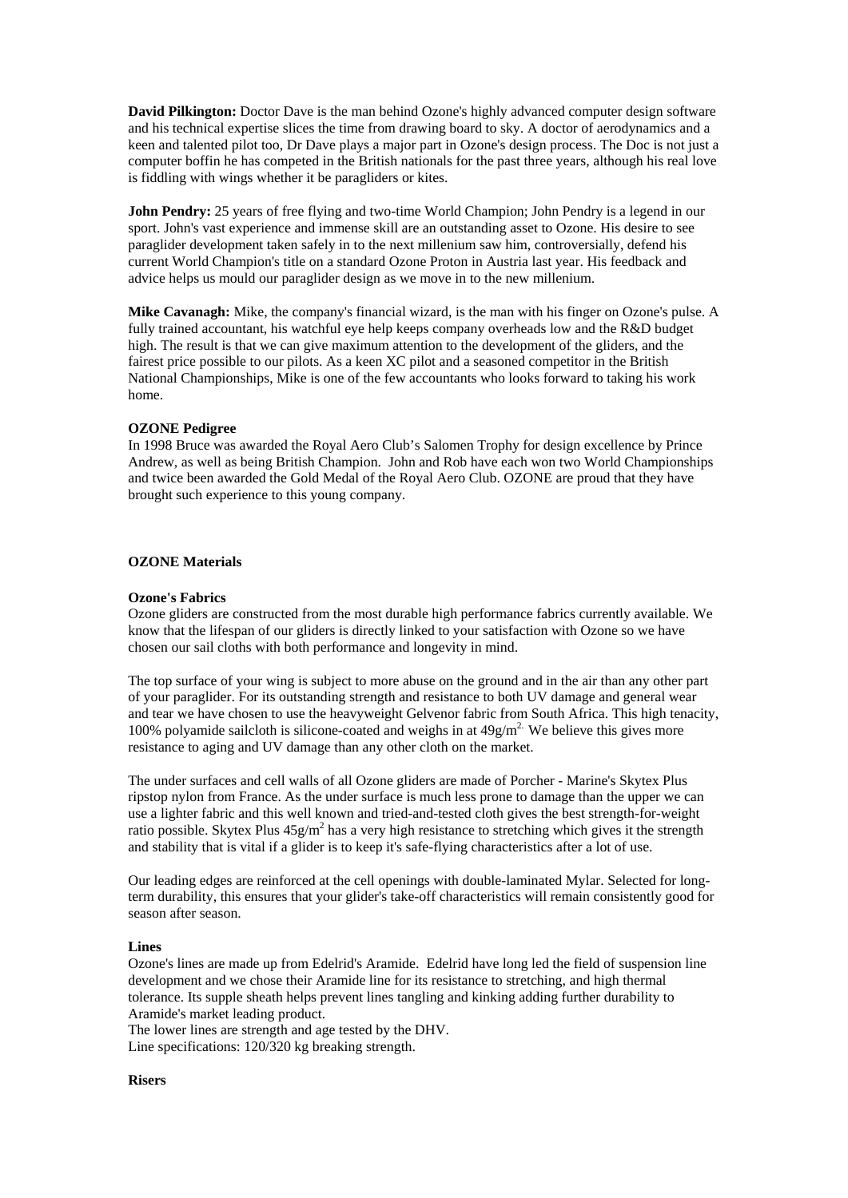**David Pilkington:** Doctor Dave is the man behind Ozone's highly advanced computer design software and his technical expertise slices the time from drawing board to sky. A doctor of aerodynamics and a keen and talented pilot too, Dr Dave plays a major part in Ozone's design process. The Doc is not just a computer boffin he has competed in the British nationals for the past three years, although his real love is fiddling with wings whether it be paragliders or kites.

**John Pendry:** 25 years of free flying and two-time World Champion; John Pendry is a legend in our sport. John's vast experience and immense skill are an outstanding asset to Ozone. His desire to see paraglider development taken safely in to the next millenium saw him, controversially, defend his current World Champion's title on a standard Ozone Proton in Austria last year. His feedback and advice helps us mould our paraglider design as we move in to the new millenium.

**Mike Cavanagh:** Mike, the company's financial wizard, is the man with his finger on Ozone's pulse. A fully trained accountant, his watchful eye help keeps company overheads low and the R&D budget high. The result is that we can give maximum attention to the development of the gliders, and the fairest price possible to our pilots. As a keen XC pilot and a seasoned competitor in the British National Championships, Mike is one of the few accountants who looks forward to taking his work home.

**OZONE Pedigree**

In 1998 Bruce was awarded the Royal Aero Club's Salomen Trophy for design excellence by Prince Andrew, as well as being British Champion. John and Rob have each won two World Championships and twice been awarded the Gold Medal of the Royal Aero Club. OZONE are proud that they have brought such experience to this young company.

## OZONE Materials

### Ozone's Fabrics

Ozone gliders are constructed from the most durable high performance fabrics currently available. We know that the lifespan of our gliders is directly linked to your satisfaction with Ozone so we have chosen our sail cloths with both performance and longevity in mind.

The top surface of your wing is subject to more abuse on the ground and in the air than any other part of your paraglider. For its outstanding strength and resistance to both UV damage and general wear and tear we have chosen to use the heavyweight Gelvenor fabric from South Africa. This high tenacity, 100% polyamide sailcloth is silicone-coated and weighs in at $49g/m^2$. We believe this gives more resistance to aging and UV damage than any other cloth on the market.

The under surfaces and cell walls of all Ozone gliders are made of Porcher - Marine's Skytex Plus ripstop nylon from France. As the under surface is much less prone to damage than the upper we can use a lighter fabric and this well known and tried-and-tested cloth gives the best strength-for-weight ratio possible. Skytex Plus $45g/m^2$ has a very high resistance to stretching which gives it the strength and stability that is vital if a glider is to keep it's safe-flying characteristics after a lot of use.

Our leading edges are reinforced at the cell openings with double-laminated Mylar. Selected for long-term durability, this ensures that your glider's take-off characteristics will remain consistently good for season after season.

### Lines

Ozone's lines are made up from Edelrid's Aramide. Edelrid have long led the field of suspension line development and we chose their Aramide line for its resistance to stretching, and high thermal tolerance. Its supple sheath helps prevent lines tangling and kinking adding further durability to Aramide's market leading product.
The lower lines are strength and age tested by the DHV.
Line specifications: 120/320 kg breaking strength.

### Risers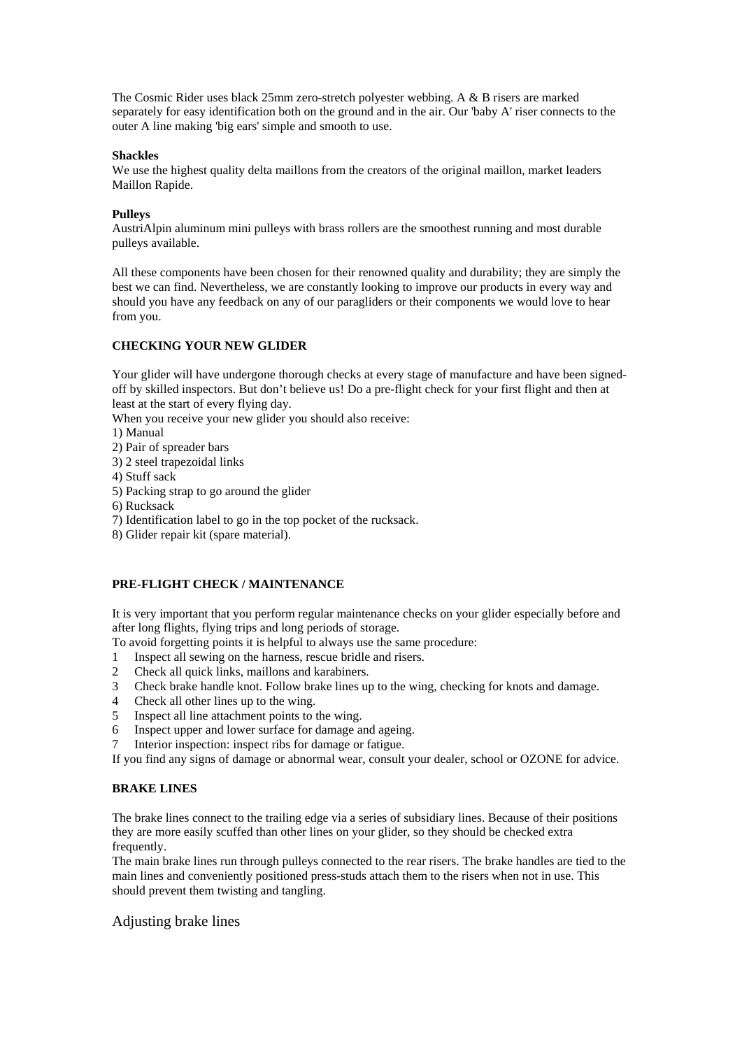The Cosmic Rider uses black 25mm zero-stretch polyester webbing. A & B risers are marked separately for easy identification both on the ground and in the air. Our 'baby A' riser connects to the outer A line making 'big ears' simple and smooth to use.

**Shackles**
We use the highest quality delta maillons from the creators of the original maillon, market leaders Maillon Rapide.

**Pulleys**
AustriAlpin aluminum mini pulleys with brass rollers are the smoothest running and most durable pulleys available.

All these components have been chosen for their renowned quality and durability; they are simply the best we can find. Nevertheless, we are constantly looking to improve our products in every way and should you have any feedback on any of our paragliders or their components we would love to hear from you.

**CHECKING YOUR NEW GLIDER**

Your glider will have undergone thorough checks at every stage of manufacture and have been signed-off by skilled inspectors. But don't believe us! Do a pre-flight check for your first flight and then at least at the start of every flying day.
When you receive your new glider you should also receive:
1) Manual
2) Pair of spreader bars
3) 2 steel trapezoidal links
4) Stuff sack
5) Packing strap to go around the glider
6) Rucksack
7) Identification label to go in the top pocket of the rucksack.
8) Glider repair kit (spare material).

**PRE-FLIGHT CHECK / MAINTENANCE**

It is very important that you perform regular maintenance checks on your glider especially before and after long flights, flying trips and long periods of storage.
To avoid forgetting points it is helpful to always use the same procedure:
1. Inspect all sewing on the harness, rescue bridle and risers.
2. Check all quick links, maillons and karabiners.
3. Check brake handle knot. Follow brake lines up to the wing, checking for knots and damage.
4. Check all other lines up to the wing.
5. Inspect all line attachment points to the wing.
6. Inspect upper and lower surface for damage and ageing.
7. Interior inspection: inspect ribs for damage or fatigue.

If you find any signs of damage or abnormal wear, consult your dealer, school or OZONE for advice.

**BRAKE LINES**

The brake lines connect to the trailing edge via a series of subsidiary lines. Because of their positions they are more easily scuffed than other lines on your glider, so they should be checked extra frequently.
The main brake lines run through pulleys connected to the rear risers. The brake handles are tied to the main lines and conveniently positioned press-studs attach them to the risers when not in use. This should prevent them twisting and tangling.

## Adjusting brake lines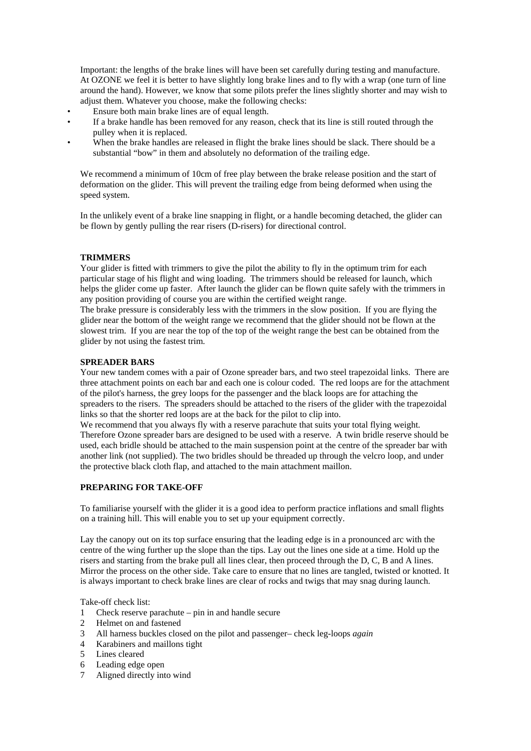Important: the lengths of the brake lines will have been set carefully during testing and manufacture. At OZONE we feel it is better to have slightly long brake lines and to fly with a wrap (one turn of line around the hand). However, we know that some pilots prefer the lines slightly shorter and may wish to adjust them. Whatever you choose, make the following checks:

- Ensure both main brake lines are of equal length.
- If a brake handle has been removed for any reason, check that its line is still routed through the pulley when it is replaced.
- When the brake handles are released in flight the brake lines should be slack. There should be a substantial "bow" in them and absolutely no deformation of the trailing edge.

We recommend a minimum of 10cm of free play between the brake release position and the start of deformation on the glider. This will prevent the trailing edge from being deformed when using the speed system.

In the unlikely event of a brake line snapping in flight, or a handle becoming detached, the glider can be flown by gently pulling the rear risers (D-risers) for directional control.

**TRIMMERS**

Your glider is fitted with trimmers to give the pilot the ability to fly in the optimum trim for each particular stage of his flight and wing loading. The trimmers should be released for launch, which helps the glider come up faster. After launch the glider can be flown quite safely with the trimmers in any position providing of course you are within the certified weight range.

The brake pressure is considerably less with the trimmers in the slow position. If you are flying the glider near the bottom of the weight range we recommend that the glider should not be flown at the slowest trim. If you are near the top of the top of the weight range the best can be obtained from the glider by not using the fastest trim.

**SPREADER BARS**

Your new tandem comes with a pair of Ozone spreader bars, and two steel trapezoidal links. There are three attachment points on each bar and each one is colour coded. The red loops are for the attachment of the pilot's harness, the grey loops for the passenger and the black loops are for attaching the spreaders to the risers. The spreaders should be attached to the risers of the glider with the trapezoidal links so that the shorter red loops are at the back for the pilot to clip into.

We recommend that you always fly with a reserve parachute that suits your total flying weight. Therefore Ozone spreader bars are designed to be used with a reserve. A twin bridle reserve should be used, each bridle should be attached to the main suspension point at the centre of the spreader bar with another link (not supplied). The two bridles should be threaded up through the velcro loop, and under the protective black cloth flap, and attached to the main attachment maillon.

**PREPARING FOR TAKE-OFF**

To familiarise yourself with the glider it is a good idea to perform practice inflations and small flights on a training hill. This will enable you to set up your equipment correctly.

Lay the canopy out on its top surface ensuring that the leading edge is in a pronounced arc with the centre of the wing further up the slope than the tips. Lay out the lines one side at a time. Hold up the risers and starting from the brake pull all lines clear, then proceed through the D, C, B and A lines. Mirror the process on the other side. Take care to ensure that no lines are tangled, twisted or knotted. It is always important to check brake lines are clear of rocks and twigs that may snag during launch.

Take-off check list:

1. Check reserve parachute – pin in and handle secure
2. Helmet on and fastened
3. All harness buckles closed on the pilot and passenger– check leg-loops *again*
4. Karabiners and maillons tight
5. Lines cleared
6. Leading edge open
7. Aligned directly into wind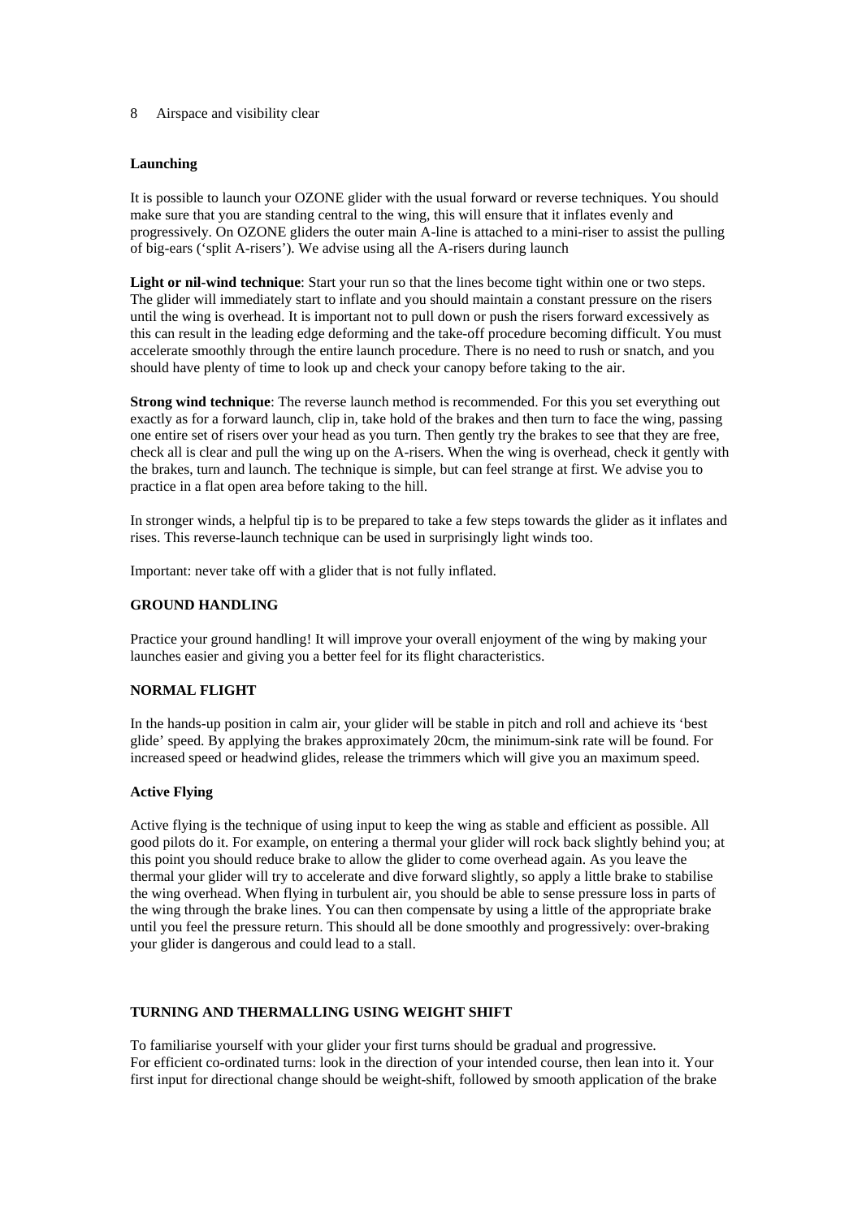8 Airspace and visibility clear

### Launching

It is possible to launch your OZONE glider with the usual forward or reverse techniques. You should make sure that you are standing central to the wing, this will ensure that it inflates evenly and progressively. On OZONE gliders the outer main A-line is attached to a mini-riser to assist the pulling of big-ears ('split A-risers'). We advise using all the A-risers during launch

**Light or nil-wind technique**: Start your run so that the lines become tight within one or two steps. The glider will immediately start to inflate and you should maintain a constant pressure on the risers until the wing is overhead. It is important not to pull down or push the risers forward excessively as this can result in the leading edge deforming and the take-off procedure becoming difficult. You must accelerate smoothly through the entire launch procedure. There is no need to rush or snatch, and you should have plenty of time to look up and check your canopy before taking to the air.

**Strong wind technique**: The reverse launch method is recommended. For this you set everything out exactly as for a forward launch, clip in, take hold of the brakes and then turn to face the wing, passing one entire set of risers over your head as you turn. Then gently try the brakes to see that they are free, check all is clear and pull the wing up on the A-risers. When the wing is overhead, check it gently with the brakes, turn and launch. The technique is simple, but can feel strange at first. We advise you to practice in a flat open area before taking to the hill.

In stronger winds, a helpful tip is to be prepared to take a few steps towards the glider as it inflates and rises. This reverse-launch technique can be used in surprisingly light winds too.

Important: never take off with a glider that is not fully inflated.

## GROUND HANDLING

Practice your ground handling! It will improve your overall enjoyment of the wing by making your launches easier and giving you a better feel for its flight characteristics.

## NORMAL FLIGHT

In the hands-up position in calm air, your glider will be stable in pitch and roll and achieve its 'best glide' speed. By applying the brakes approximately 20cm, the minimum-sink rate will be found. For increased speed or headwind glides, release the trimmers which will give you an maximum speed.

### Active Flying

Active flying is the technique of using input to keep the wing as stable and efficient as possible. All good pilots do it. For example, on entering a thermal your glider will rock back slightly behind you; at this point you should reduce brake to allow the glider to come overhead again. As you leave the thermal your glider will try to accelerate and dive forward slightly, so apply a little brake to stabilise the wing overhead. When flying in turbulent air, you should be able to sense pressure loss in parts of the wing through the brake lines. You can then compensate by using a little of the appropriate brake until you feel the pressure return. This should all be done smoothly and progressively: over-braking your glider is dangerous and could lead to a stall.

## TURNING AND THERMALLING USING WEIGHT SHIFT

To familiarise yourself with your glider your first turns should be gradual and progressive.
For efficient co-ordinated turns: look in the direction of your intended course, then lean into it. Your first input for directional change should be weight-shift, followed by smooth application of the brake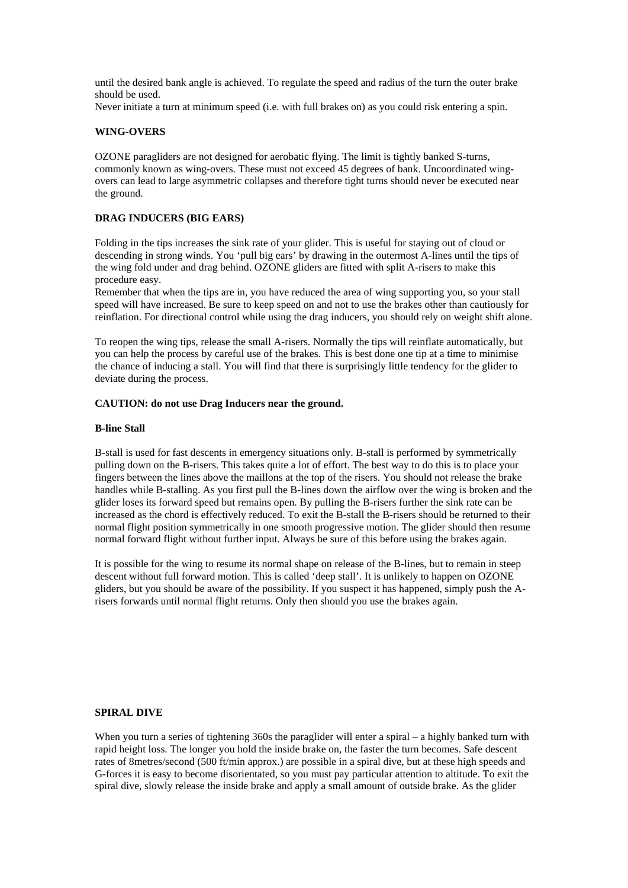until the desired bank angle is achieved. To regulate the speed and radius of the turn the outer brake should be used.
Never initiate a turn at minimum speed (i.e. with full brakes on) as you could risk entering a spin.

**WING-OVERS**

OZONE paragliders are not designed for aerobatic flying. The limit is tightly banked S-turns, commonly known as wing-overs. These must not exceed 45 degrees of bank. Uncoordinated wing-overs can lead to large asymmetric collapses and therefore tight turns should never be executed near the ground.

**DRAG INDUCERS (BIG EARS)**

Folding in the tips increases the sink rate of your glider. This is useful for staying out of cloud or descending in strong winds. You 'pull big ears' by drawing in the outermost A-lines until the tips of the wing fold under and drag behind. OZONE gliders are fitted with split A-risers to make this procedure easy.
Remember that when the tips are in, you have reduced the area of wing supporting you, so your stall speed will have increased. Be sure to keep speed on and not to use the brakes other than cautiously for reinflation. For directional control while using the drag inducers, you should rely on weight shift alone.

To reopen the wing tips, release the small A-risers. Normally the tips will reinflate automatically, but you can help the process by careful use of the brakes. This is best done one tip at a time to minimise the chance of inducing a stall. You will find that there is surprisingly little tendency for the glider to deviate during the process.

**CAUTION: do not use Drag Inducers near the ground.**

**B-line Stall**

B-stall is used for fast descents in emergency situations only. B-stall is performed by symmetrically pulling down on the B-risers. This takes quite a lot of effort. The best way to do this is to place your fingers between the lines above the maillons at the top of the risers. You should not release the brake handles while B-stalling. As you first pull the B-lines down the airflow over the wing is broken and the glider loses its forward speed but remains open. By pulling the B-risers further the sink rate can be increased as the chord is effectively reduced. To exit the B-stall the B-risers should be returned to their normal flight position symmetrically in one smooth progressive motion. The glider should then resume normal forward flight without further input. Always be sure of this before using the brakes again.

It is possible for the wing to resume its normal shape on release of the B-lines, but to remain in steep descent without full forward motion. This is called 'deep stall'. It is unlikely to happen on OZONE gliders, but you should be aware of the possibility. If you suspect it has happened, simply push the A-risers forwards until normal flight returns. Only then should you use the brakes again.

**SPIRAL DIVE**

When you turn a series of tightening 360s the paraglider will enter a spiral – a highly banked turn with rapid height loss. The longer you hold the inside brake on, the faster the turn becomes. Safe descent rates of 8metres/second (500 ft/min approx.) are possible in a spiral dive, but at these high speeds and G-forces it is easy to become disorientated, so you must pay particular attention to altitude. To exit the spiral dive, slowly release the inside brake and apply a small amount of outside brake. As the glider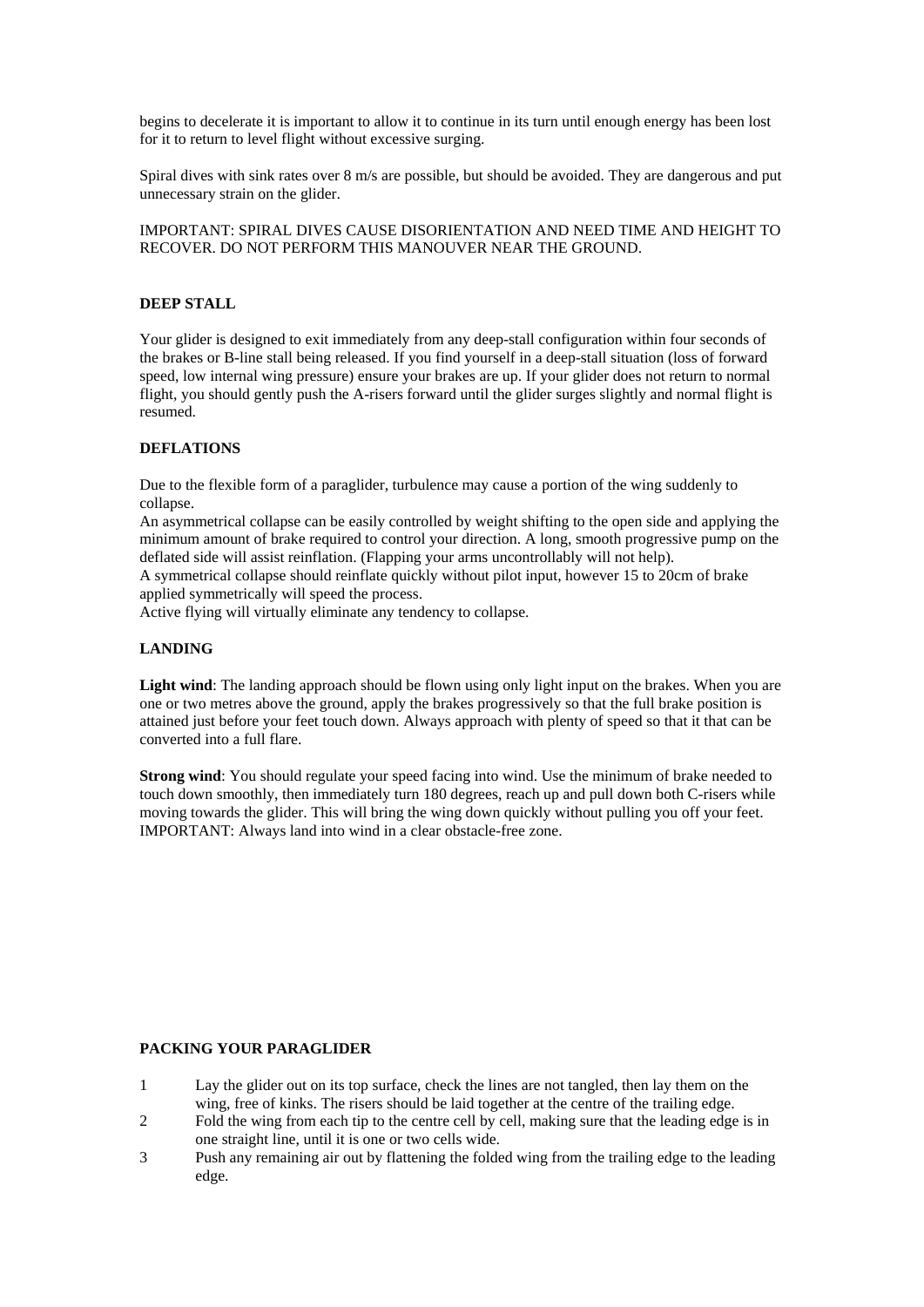begins to decelerate it is important to allow it to continue in its turn until enough energy has been lost for it to return to level flight without excessive surging.

Spiral dives with sink rates over 8 m/s are possible, but should be avoided. They are dangerous and put unnecessary strain on the glider.

IMPORTANT: SPIRAL DIVES CAUSE DISORIENTATION AND NEED TIME AND HEIGHT TO RECOVER. DO NOT PERFORM THIS MANOUVER NEAR THE GROUND.

**DEEP STALL**

Your glider is designed to exit immediately from any deep-stall configuration within four seconds of the brakes or B-line stall being released. If you find yourself in a deep-stall situation (loss of forward speed, low internal wing pressure) ensure your brakes are up. If your glider does not return to normal flight, you should gently push the A-risers forward until the glider surges slightly and normal flight is resumed.

**DEFLATIONS**

Due to the flexible form of a paraglider, turbulence may cause a portion of the wing suddenly to collapse.
An asymmetrical collapse can be easily controlled by weight shifting to the open side and applying the minimum amount of brake required to control your direction. A long, smooth progressive pump on the deflated side will assist reinflation. (Flapping your arms uncontrollably will not help).
A symmetrical collapse should reinflate quickly without pilot input, however 15 to 20cm of brake applied symmetrically will speed the process.
Active flying will virtually eliminate any tendency to collapse.

**LANDING**

**Light wind**: The landing approach should be flown using only light input on the brakes. When you are one or two metres above the ground, apply the brakes progressively so that the full brake position is attained just before your feet touch down. Always approach with plenty of speed so that it that can be converted into a full flare.

**Strong wind**: You should regulate your speed facing into wind. Use the minimum of brake needed to touch down smoothly, then immediately turn 180 degrees, reach up and pull down both C-risers while moving towards the glider. This will bring the wing down quickly without pulling you off your feet.
IMPORTANT: Always land into wind in a clear obstacle-free zone.

**PACKING YOUR PARAGLIDER**

1. Lay the glider out on its top surface, check the lines are not tangled, then lay them on the wing, free of kinks. The risers should be laid together at the centre of the trailing edge.
2. Fold the wing from each tip to the centre cell by cell, making sure that the leading edge is in one straight line, until it is one or two cells wide.
3. Push any remaining air out by flattening the folded wing from the trailing edge to the leading edge.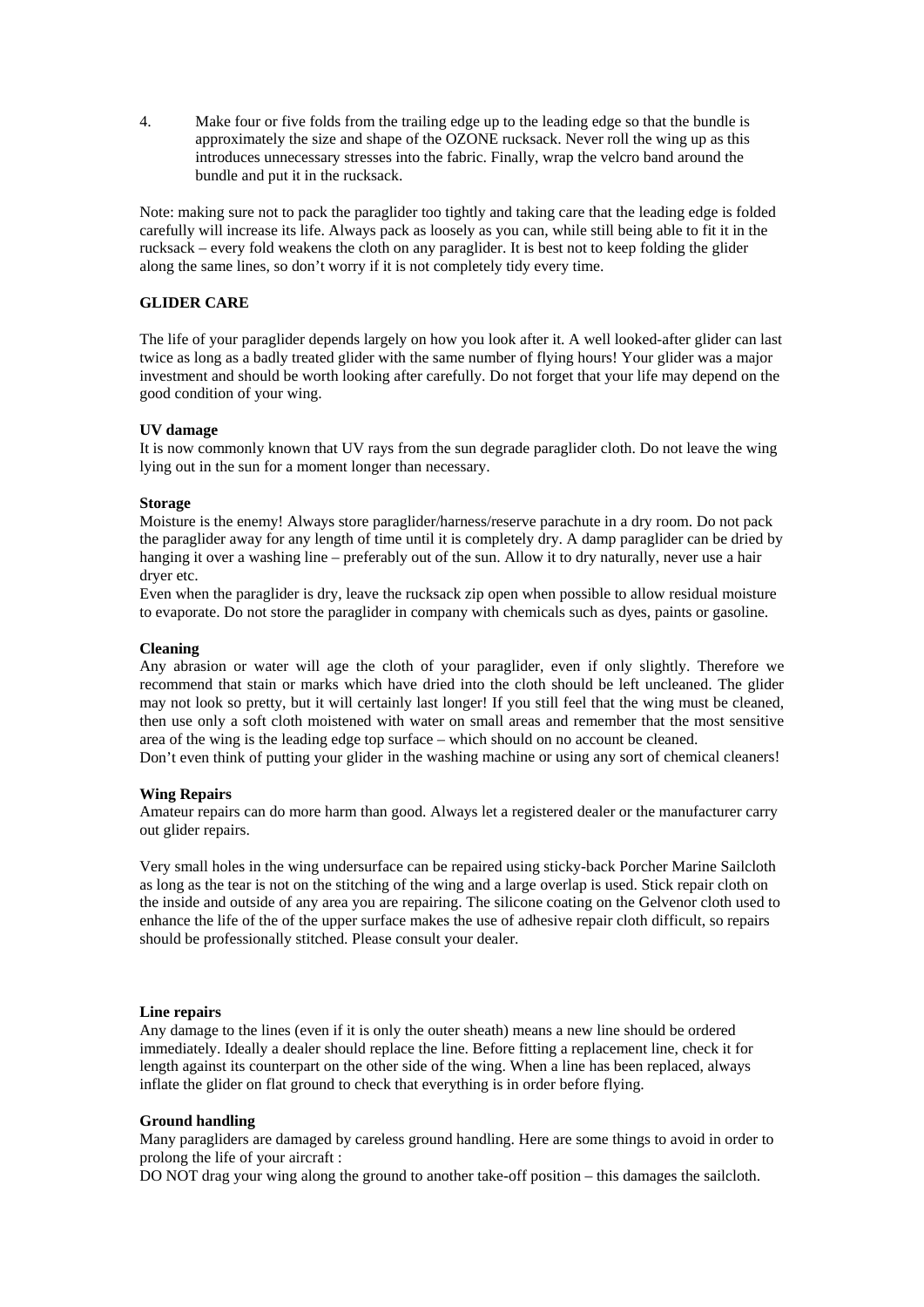4. Make four or five folds from the trailing edge up to the leading edge so that the bundle is approximately the size and shape of the OZONE rucksack. Never roll the wing up as this introduces unnecessary stresses into the fabric. Finally, wrap the velcro band around the bundle and put it in the rucksack.

Note: making sure not to pack the paraglider too tightly and taking care that the leading edge is folded carefully will increase its life. Always pack as loosely as you can, while still being able to fit it in the rucksack – every fold weakens the cloth on any paraglider. It is best not to keep folding the glider along the same lines, so don't worry if it is not completely tidy every time.

## GLIDER CARE

The life of your paraglider depends largely on how you look after it. A well looked-after glider can last twice as long as a badly treated glider with the same number of flying hours! Your glider was a major investment and should be worth looking after carefully. Do not forget that your life may depend on the good condition of your wing.

### UV damage

It is now commonly known that UV rays from the sun degrade paraglider cloth. Do not leave the wing lying out in the sun for a moment longer than necessary.

### Storage

Moisture is the enemy! Always store paraglider/harness/reserve parachute in a dry room. Do not pack the paraglider away for any length of time until it is completely dry. A damp paraglider can be dried by hanging it over a washing line – preferably out of the sun. Allow it to dry naturally, never use a hair dryer etc.

Even when the paraglider is dry, leave the rucksack zip open when possible to allow residual moisture to evaporate. Do not store the paraglider in company with chemicals such as dyes, paints or gasoline.

### Cleaning

Any abrasion or water will age the cloth of your paraglider, even if only slightly. Therefore we recommend that stain or marks which have dried into the cloth should be left uncleaned. The glider may not look so pretty, but it will certainly last longer! If you still feel that the wing must be cleaned, then use only a soft cloth moistened with water on small areas and remember that the most sensitive area of the wing is the leading edge top surface – which should on no account be cleaned.

Don't even think of putting your glider in the washing machine or using any sort of chemical cleaners!

### Wing Repairs

Amateur repairs can do more harm than good. Always let a registered dealer or the manufacturer carry out glider repairs.

Very small holes in the wing undersurface can be repaired using sticky-back Porcher Marine Sailcloth as long as the tear is not on the stitching of the wing and a large overlap is used. Stick repair cloth on the inside and outside of any area you are repairing. The silicone coating on the Gelvenor cloth used to enhance the life of the of the upper surface makes the use of adhesive repair cloth difficult, so repairs should be professionally stitched. Please consult your dealer.

### Line repairs

Any damage to the lines (even if it is only the outer sheath) means a new line should be ordered immediately. Ideally a dealer should replace the line. Before fitting a replacement line, check it for length against its counterpart on the other side of the wing. When a line has been replaced, always inflate the glider on flat ground to check that everything is in order before flying.

### Ground handling

Many paragliders are damaged by careless ground handling. Here are some things to avoid in order to prolong the life of your aircraft :

DO NOT drag your wing along the ground to another take-off position – this damages the sailcloth.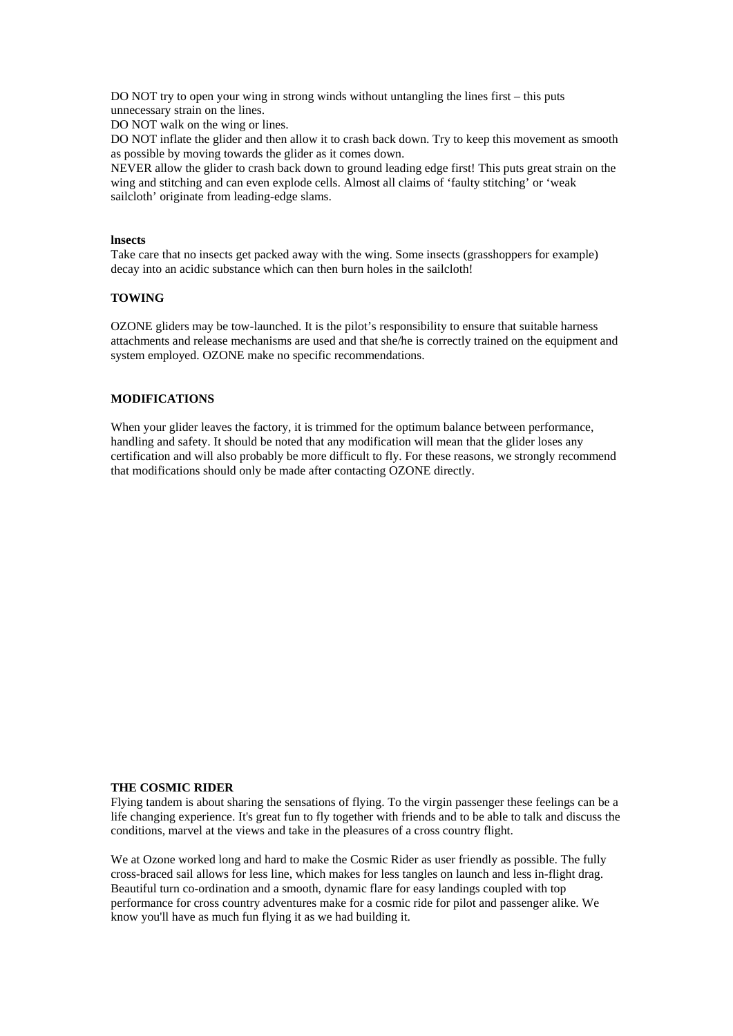DO NOT try to open your wing in strong winds without untangling the lines first – this puts unnecessary strain on the lines.

DO NOT walk on the wing or lines.

DO NOT inflate the glider and then allow it to crash back down. Try to keep this movement as smooth as possible by moving towards the glider as it comes down.

NEVER allow the glider to crash back down to ground leading edge first! This puts great strain on the wing and stitching and can even explode cells. Almost all claims of 'faulty stitching' or 'weak sailcloth' originate from leading-edge slams.

**Insects**

Take care that no insects get packed away with the wing. Some insects (grasshoppers for example) decay into an acidic substance which can then burn holes in the sailcloth!

## TOWING

OZONE gliders may be tow-launched. It is the pilot's responsibility to ensure that suitable harness attachments and release mechanisms are used and that she/he is correctly trained on the equipment and system employed. OZONE make no specific recommendations.

## MODIFICATIONS

When your glider leaves the factory, it is trimmed for the optimum balance between performance, handling and safety. It should be noted that any modification will mean that the glider loses any certification and will also probably be more difficult to fly. For these reasons, we strongly recommend that modifications should only be made after contacting OZONE directly.

## THE COSMIC RIDER

Flying tandem is about sharing the sensations of flying. To the virgin passenger these feelings can be a life changing experience. It's great fun to fly together with friends and to be able to talk and discuss the conditions, marvel at the views and take in the pleasures of a cross country flight.

We at Ozone worked long and hard to make the Cosmic Rider as user friendly as possible. The fully cross-braced sail allows for less line, which makes for less tangles on launch and less in-flight drag. Beautiful turn co-ordination and a smooth, dynamic flare for easy landings coupled with top performance for cross country adventures make for a cosmic ride for pilot and passenger alike. We know you'll have as much fun flying it as we had building it.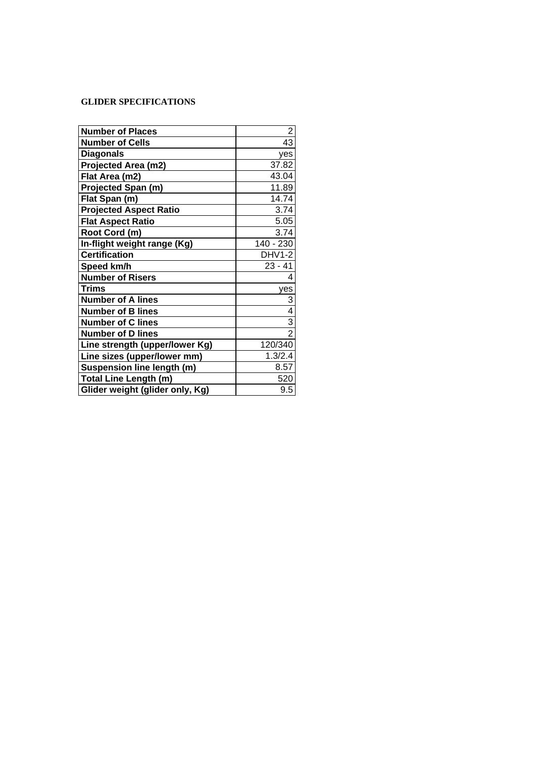**GLIDER SPECIFICATIONS**

| **Number of Places** | 2 |
|---|---|
| **Number of Cells** | 43 |
| **Diagonals** | yes |
| **Projected Area (m2)** | 37.82 |
| **Flat Area (m2)** | 43.04 |
| **Projected Span (m)** | 11.89 |
| **Flat Span (m)** | 14.74 |
| **Projected Aspect Ratio** | 3.74 |
| **Flat Aspect Ratio** | 5.05 |
| **Root Cord (m)** | 3.74 |
| **In-flight weight range (Kg)** | 140 - 230 |
| **Certification** | DHV1-2 |
| **Speed km/h** | 23 - 41 |
| **Number of Risers** | 4 |
| **Trims** | yes |
| **Number of A lines** | 3 |
| **Number of B lines** | 4 |
| **Number of C lines** | 3 |
| **Number of D lines** | 2 |
| **Line strength (upper/lower Kg)** | 120/340 |
| **Line sizes (upper/lower mm)** | 1.3/2.4 |
| **Suspension line length (m)** | 8.57 |
| **Total Line Length (m)** | 520 |
| **Glider weight (glider only, Kg)** | 9.5 |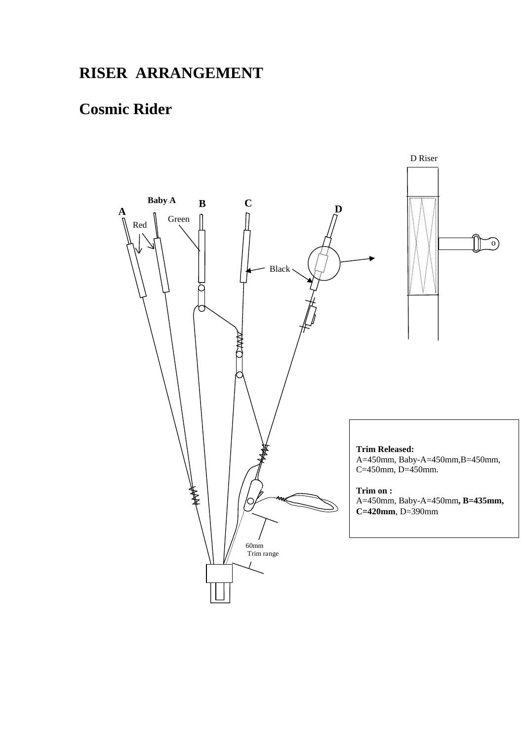# RISER ARRANGEMENT

# Cosmic Rider

D Riser

Baby A

B

C

A

D

Red

Green

Black

60mm
Trim range

**Trim Released:**
A=450mm, Baby-A=450mm,B=450mm, C=450mm, D=450mm.

**Trim on :**
A=450mm, Baby-A=450mm**, B=435mm, C=420mm**, D=390mm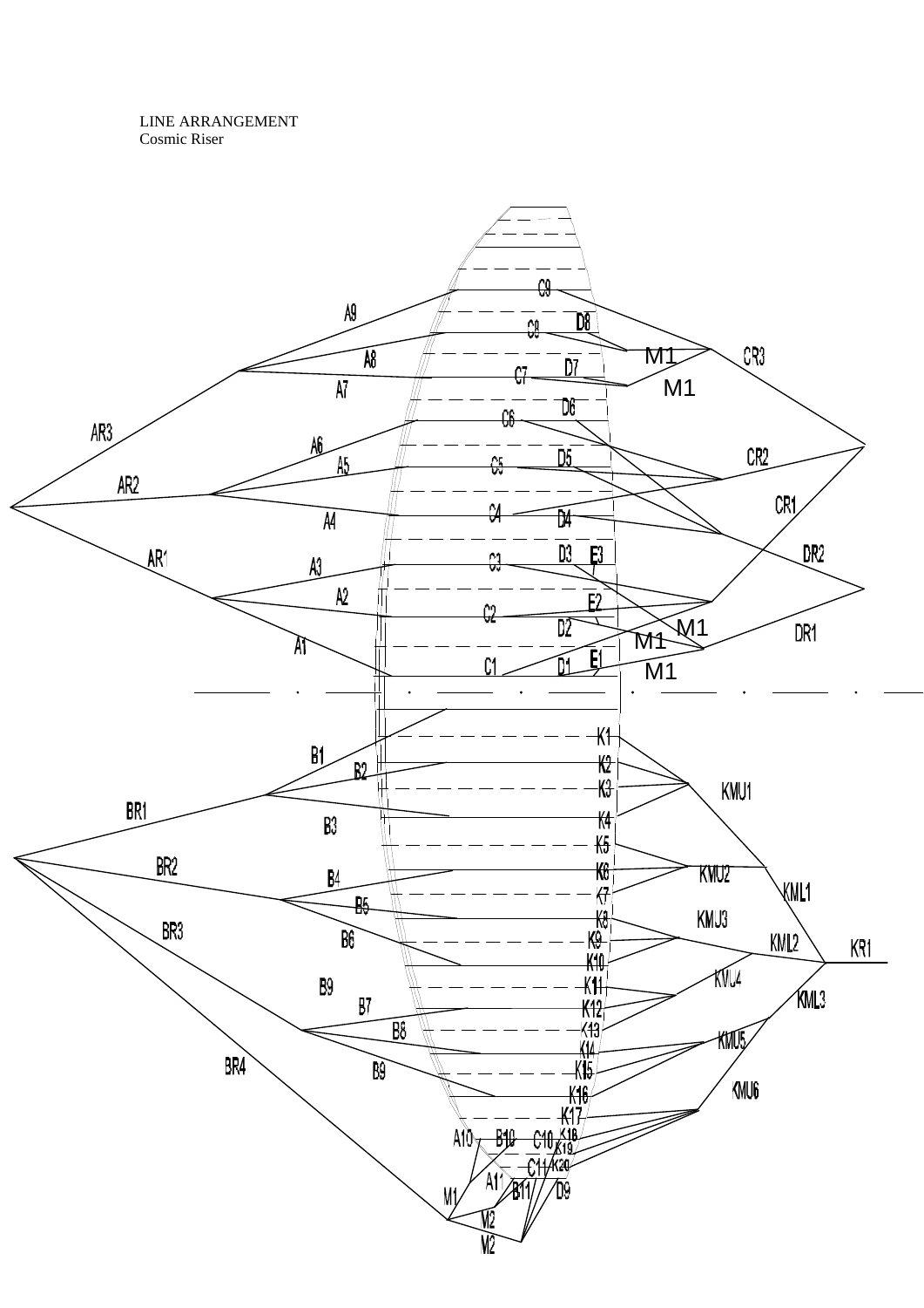LINE ARRANGEMENT
Cosmic Riser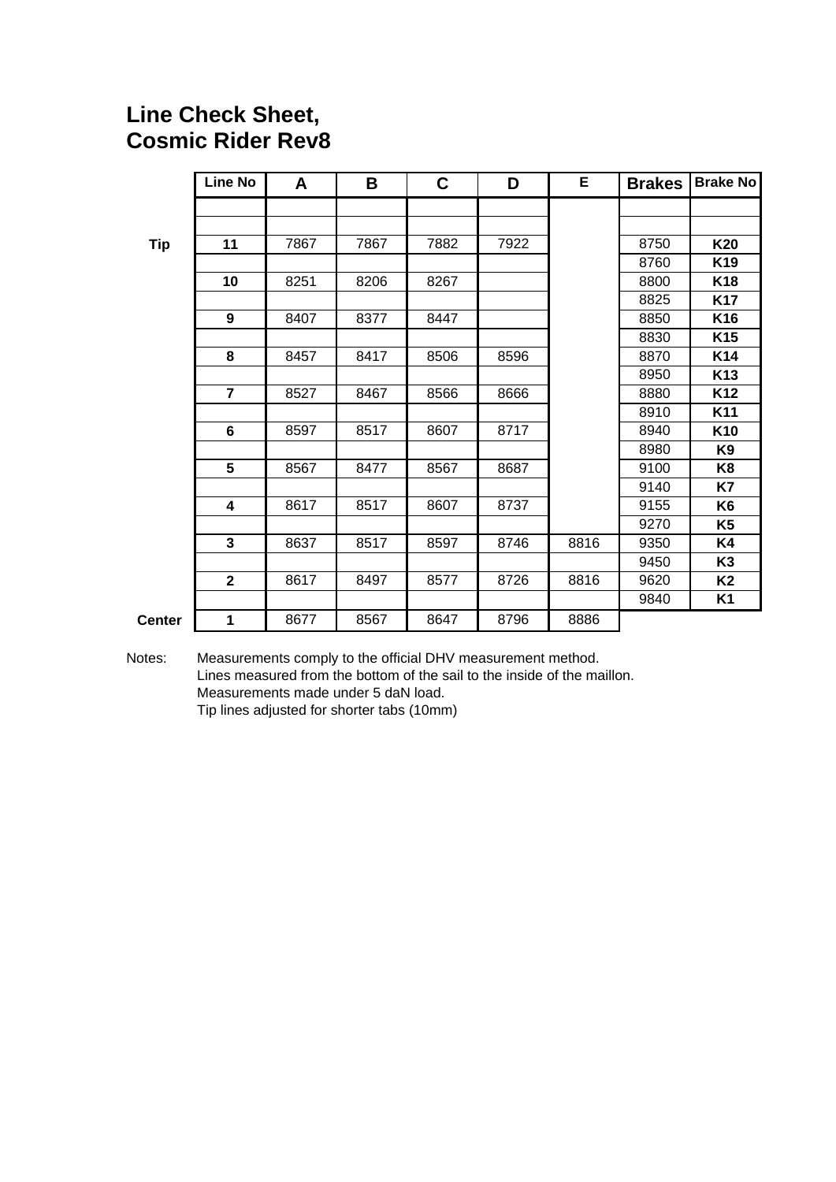# Line Check Sheet, Cosmic Rider Rev8

| | Line No | A | B | C | D | E | Brakes | Brake No |
|---|---|---|---|---|---|---|---|---|
| | | | | | | | | |
| | | | | | | | | |
| **Tip** | **11** | 7867 | 7867 | 7882 | 7922 | | 8750 | **K20** |
| | | | | | | | 8760 | **K19** |
| | **10** | 8251 | 8206 | 8267 | | | 8800 | **K18** |
| | | | | | | | 8825 | **K17** |
| | **9** | 8407 | 8377 | 8447 | | | 8850 | **K16** |
| | | | | | | | 8830 | **K15** |
| | **8** | 8457 | 8417 | 8506 | 8596 | | 8870 | **K14** |
| | | | | | | | 8950 | **K13** |
| | **7** | 8527 | 8467 | 8566 | 8666 | | 8880 | **K12** |
| | | | | | | | 8910 | **K11** |
| | **6** | 8597 | 8517 | 8607 | 8717 | | 8940 | **K10** |
| | | | | | | | 8980 | **K9** |
| | **5** | 8567 | 8477 | 8567 | 8687 | | 9100 | **K8** |
| | | | | | | | 9140 | **K7** |
| | **4** | 8617 | 8517 | 8607 | 8737 | | 9155 | **K6** |
| | | | | | | | 9270 | **K5** |
| | **3** | 8637 | 8517 | 8597 | 8746 | 8816 | 9350 | **K4** |
| | | | | | | | 9450 | **K3** |
| | **2** | 8617 | 8497 | 8577 | 8726 | 8816 | 9620 | **K2** |
| | | | | | | | 9840 | **K1** |
| **Center** | **1** | 8677 | 8567 | 8647 | 8796 | 8886 | | |

Notes: Measurements comply to the official DHV measurement method.
Lines measured from the bottom of the sail to the inside of the maillon.
Measurements made under 5 daN load.
Tip lines adjusted for shorter tabs (10mm)